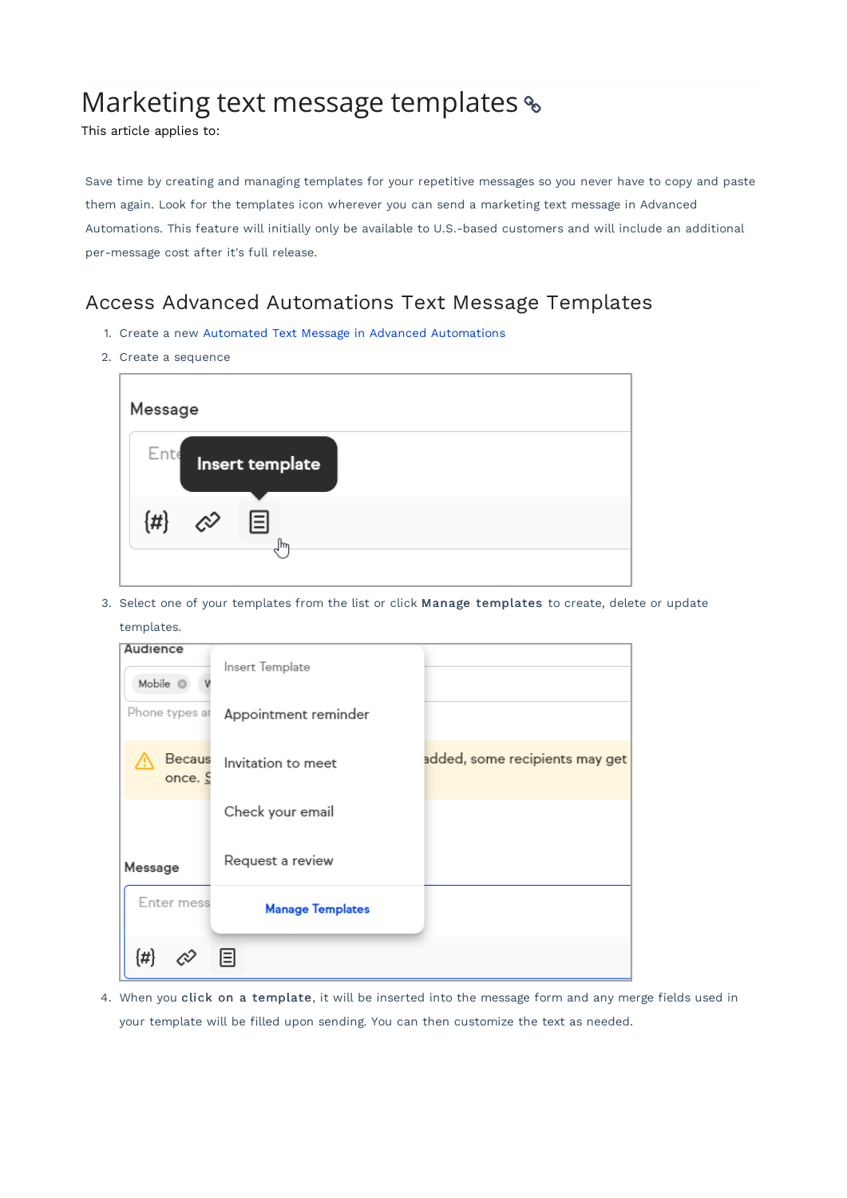# Marketing text message templates

This article applies to:

Save time by creating and managing templates for your repetitive messages so you never have to copy and paste them again. Look for the templates icon wherever you can send a marketing text message in Advanced Automations. This feature will initially only be available to U.S.-based customers and will include an additional per-message cost after it's full release.

## Access Advanced Automations Text Message Templates

1. Create a new Automated Text Message in Advanced Automations
2. Create a sequence
3. Select one of your templates from the list or click **Manage templates** to create, delete or update templates.
4. When you **click on a template**, it will be inserted into the message form and any merge fields used in your template will be filled upon sending. You can then customize the text as needed.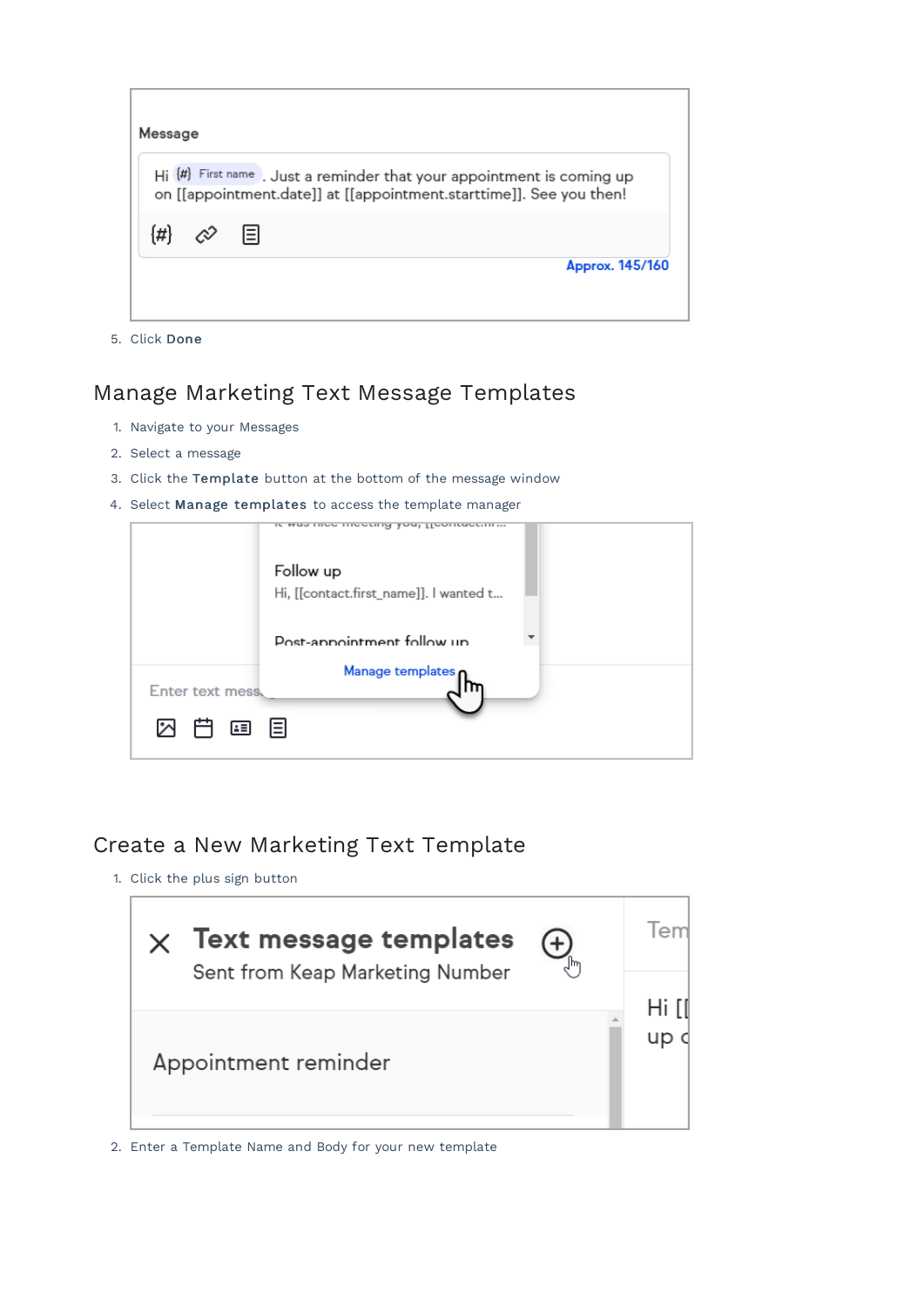5. Click **Done**

## Manage Marketing Text Message Templates

1. Navigate to your Messages
2. Select a message
3. Click the **Template** button at the bottom of the message window
4. Select **Manage templates** to access the template manager

## Create a New Marketing Text Template

1. Click the plus sign button
2. Enter a Template Name and Body for your new template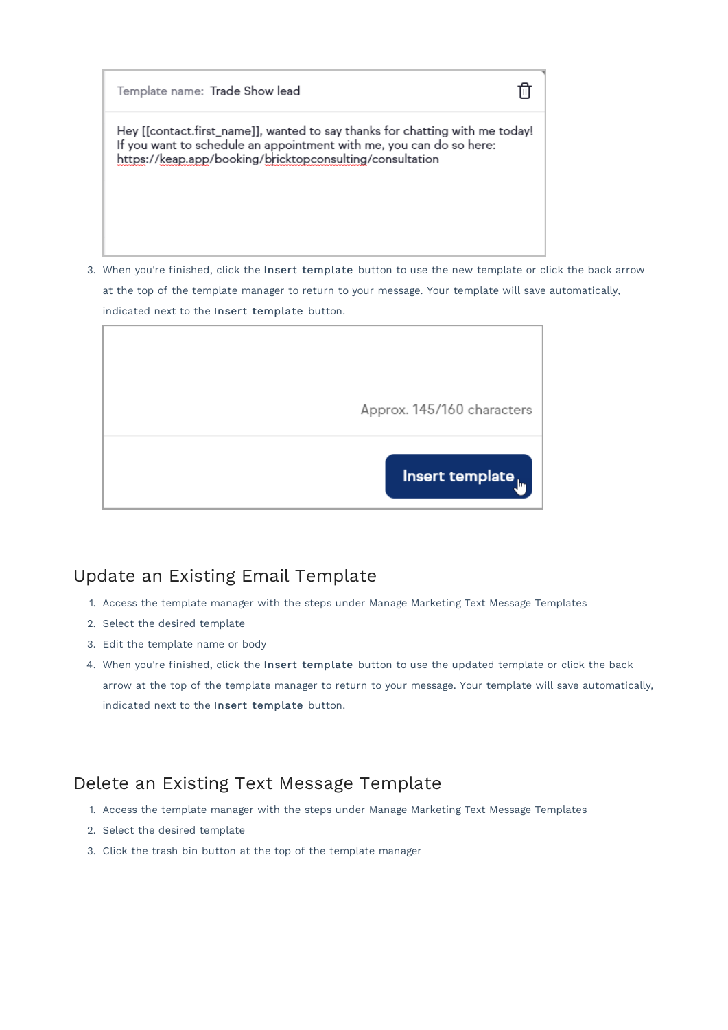Template name: Trade Show lead

Hey [[contact.first_name]], wanted to say thanks for chatting with me today! If you want to schedule an appointment with me, you can do so here: https://keap.app/booking/bricktopconsulting/consultation

3. When you're finished, click the **Insert template** button to use the new template or click the back arrow at the top of the template manager to return to your message. Your template will save automatically, indicated next to the **Insert template** button.

Approx. 145/160 characters

Insert template

## Update an Existing Email Template

1. Access the template manager with the steps under Manage Marketing Text Message Templates
2. Select the desired template
3. Edit the template name or body
4. When you're finished, click the **Insert template** button to use the updated template or click the back arrow at the top of the template manager to return to your message. Your template will save automatically, indicated next to the **Insert template** button.

## Delete an Existing Text Message Template

1. Access the template manager with the steps under Manage Marketing Text Message Templates
2. Select the desired template
3. Click the trash bin button at the top of the template manager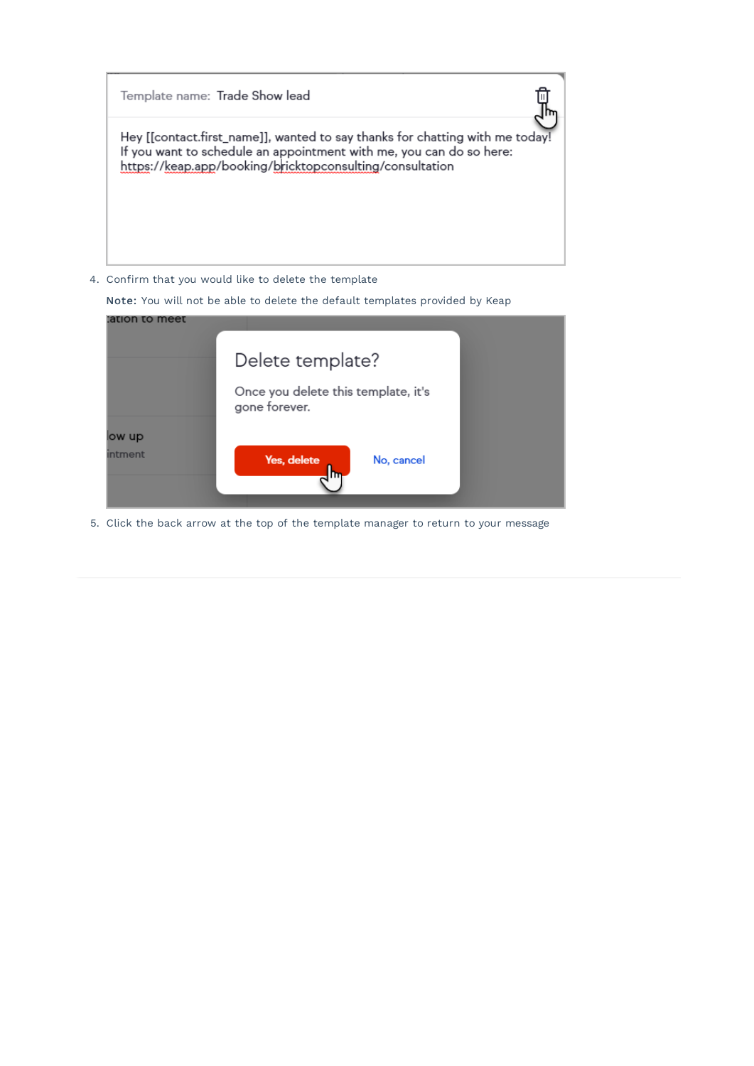4. Confirm that you would like to delete the template

   **Note:** You will not be able to delete the default templates provided by Keap

5. Click the back arrow at the top of the template manager to return to your message